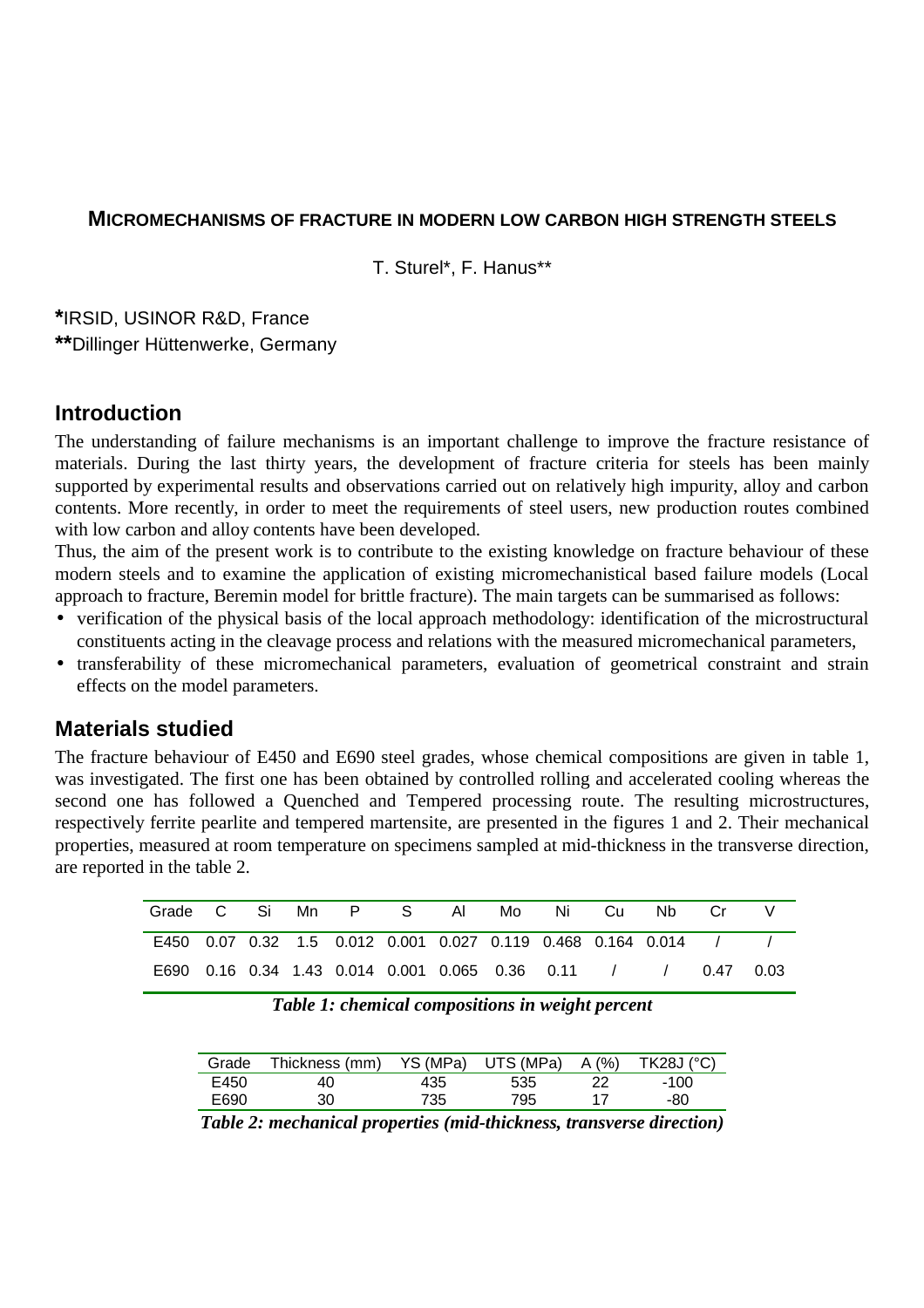# MICROMECHANISMS OF FRACTURE IN MODERN LOW CARBON HIGH STRENGTH STEELS

T. Sturel*, F. Hanus**

***IRSID, USINOR R&D, France**
****Dillinger Hüttenwerke, Germany**

## Introduction

The understanding of failure mechanisms is an important challenge to improve the fracture resistance of materials. During the last thirty years, the development of fracture criteria for steels has been mainly supported by experimental results and observations carried out on relatively high impurity, alloy and carbon contents. More recently, in order to meet the requirements of steel users, new production routes combined with low carbon and alloy contents have been developed.

Thus, the aim of the present work is to contribute to the existing knowledge on fracture behaviour of these modern steels and to examine the application of existing micromechanistical based failure models (Local approach to fracture, Beremin model for brittle fracture). The main targets can be summarised as follows:

- verification of the physical basis of the local approach methodology: identification of the microstructural constituents acting in the cleavage process and relations with the measured micromechanical parameters,
- transferability of these micromechanical parameters, evaluation of geometrical constraint and strain effects on the model parameters.

## Materials studied

The fracture behaviour of E450 and E690 steel grades, whose chemical compositions are given in table 1, was investigated. The first one has been obtained by controlled rolling and accelerated cooling whereas the second one has followed a Quenched and Tempered processing route. The resulting microstructures, respectively ferrite pearlite and tempered martensite, are presented in the figures 1 and 2. Their mechanical properties, measured at room temperature on specimens sampled at mid-thickness in the transverse direction, are reported in the table 2.

| Grade | C | Si | Mn | P | S | Al | Mo | Ni | Cu | Nb | Cr | V |
|---|---|---|---|---|---|---|---|---|---|---|---|---|
| E450 | 0.07 | 0.32 | 1.5 | 0.012 | 0.001 | 0.027 | 0.119 | 0.468 | 0.164 | 0.014 | / | / |
| E690 | 0.16 | 0.34 | 1.43 | 0.014 | 0.001 | 0.065 | 0.36 | 0.11 | / | / | 0.47 | 0.03 |

***Table 1: chemical compositions in weight percent***

| Grade | Thickness (mm) | YS (MPa) | UTS (MPa) | A (%) | TK28J (°C) |
|---|---|---|---|---|---|
| E450 | 40 | 435 | 535 | 22 | -100 |
| E690 | 30 | 735 | 795 | 17 | -80 |

***Table 2: mechanical properties (mid-thickness, transverse direction)***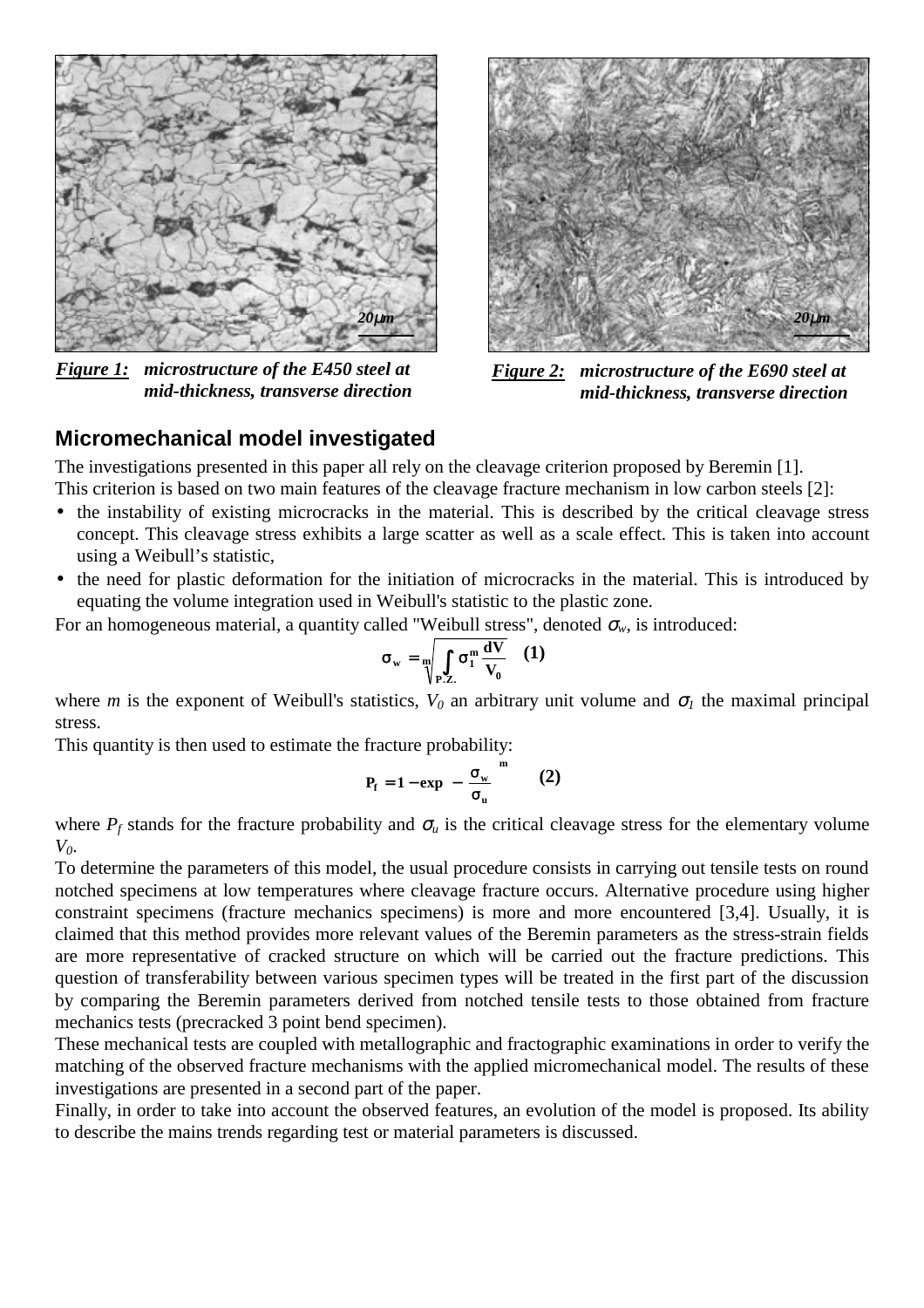*Figure 1:* ***microstructure of the E450 steel at mid-thickness, transverse direction***

*Figure 2:* ***microstructure of the E690 steel at mid-thickness, transverse direction***

## Micromechanical model investigated

The investigations presented in this paper all rely on the cleavage criterion proposed by Beremin [1].
This criterion is based on two main features of the cleavage fracture mechanism in low carbon steels [2]:

- the instability of existing microcracks in the material. This is described by the critical cleavage stress concept. This cleavage stress exhibits a large scatter as well as a scale effect. This is taken into account using a Weibull's statistic,
- the need for plastic deformation for the initiation of microcracks in the material. This is introduced by equating the volume integration used in Weibull's statistic to the plastic zone.

For an homogeneous material, a quantity called "Weibull stress", denoted $\sigma_w$, is introduced:

$$\sigma_w = \sqrt[m]{\int_{P.Z.} \sigma_1^m \frac{dV}{V_0}} \quad (1)$$

where *m* is the exponent of Weibull's statistics, $V_0$ an arbitrary unit volume and $\sigma_1$ the maximal principal stress.

This quantity is then used to estimate the fracture probability:

$$P_f = 1 - \exp\left(-\left(\frac{\sigma_w}{\sigma_u}\right)^m\right) \quad (2)$$

where $P_f$ stands for the fracture probability and $\sigma_u$ is the critical cleavage stress for the elementary volume $V_0$.

To determine the parameters of this model, the usual procedure consists in carrying out tensile tests on round notched specimens at low temperatures where cleavage fracture occurs. Alternative procedure using higher constraint specimens (fracture mechanics specimens) is more and more encountered [3,4]. Usually, it is claimed that this method provides more relevant values of the Beremin parameters as the stress-strain fields are more representative of cracked structure on which will be carried out the fracture predictions. This question of transferability between various specimen types will be treated in the first part of the discussion by comparing the Beremin parameters derived from notched tensile tests to those obtained from fracture mechanics tests (precracked 3 point bend specimen).

These mechanical tests are coupled with metallographic and fractographic examinations in order to verify the matching of the observed fracture mechanisms with the applied micromechanical model. The results of these investigations are presented in a second part of the paper.

Finally, in order to take into account the observed features, an evolution of the model is proposed. Its ability to describe the mains trends regarding test or material parameters is discussed.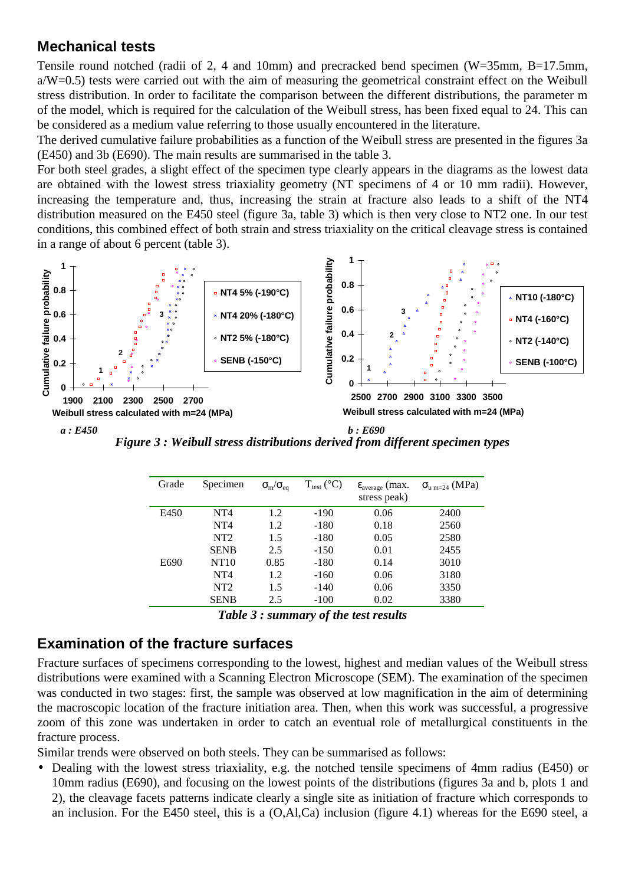## Mechanical tests

Tensile round notched (radii of 2, 4 and 10mm) and precracked bend specimen (W=35mm, B=17.5mm, a/W=0.5) tests were carried out with the aim of measuring the geometrical constraint effect on the Weibull stress distribution. In order to facilitate the comparison between the different distributions, the parameter m of the model, which is required for the calculation of the Weibull stress, has been fixed equal to 24. This can be considered as a medium value referring to those usually encountered in the literature.

The derived cumulative failure probabilities as a function of the Weibull stress are presented in the figures 3a (E450) and 3b (E690). The main results are summarised in the table 3.

For both steel grades, a slight effect of the specimen type clearly appears in the diagrams as the lowest data are obtained with the lowest stress triaxiality geometry (NT specimens of 4 or 10 mm radii). However, increasing the temperature and, thus, increasing the strain at fracture also leads to a shift of the NT4 distribution measured on the E450 steel (figure 3a, table 3) which is then very close to NT2 one. In our test conditions, this combined effect of both strain and stress triaxiality on the critical cleavage stress is contained in a range of about 6 percent (table 3).

*a : E450* *b : E690*

***Figure 3 : Weibull stress distributions derived from different specimen types***

| Grade | Specimen | $\sigma_m/\sigma_{eq}$ | $T_{test}$ (°C) | $\varepsilon_{average}$ (max. stress peak) | $\sigma_{u\ m=24}$ (MPa) |
|---|---|---|---|---|---|
| E450 | NT4 | 1.2 | -190 | 0.06 | 2400 |
| | NT4 | 1.2 | -180 | 0.18 | 2560 |
| | NT2 | 1.5 | -180 | 0.05 | 2580 |
| | SENB | 2.5 | -150 | 0.01 | 2455 |
| E690 | NT10 | 0.85 | -180 | 0.14 | 3010 |
| | NT4 | 1.2 | -160 | 0.06 | 3180 |
| | NT2 | 1.5 | -140 | 0.06 | 3350 |
| | SENB | 2.5 | -100 | 0.02 | 3380 |

***Table 3 : summary of the test results***

## Examination of the fracture surfaces

Fracture surfaces of specimens corresponding to the lowest, highest and median values of the Weibull stress distributions were examined with a Scanning Electron Microscope (SEM). The examination of the specimen was conducted in two stages: first, the sample was observed at low magnification in the aim of determining the macroscopic location of the fracture initiation area. Then, when this work was successful, a progressive zoom of this zone was undertaken in order to catch an eventual role of metallurgical constituents in the fracture process.

Similar trends were observed on both steels. They can be summarised as follows:

- Dealing with the lowest stress triaxiality, e.g. the notched tensile specimens of 4mm radius (E450) or 10mm radius (E690), and focusing on the lowest points of the distributions (figures 3a and b, plots 1 and 2), the cleavage facets patterns indicate clearly a single site as initiation of fracture which corresponds to an inclusion. For the E450 steel, this is a (O,Al,Ca) inclusion (figure 4.1) whereas for the E690 steel, a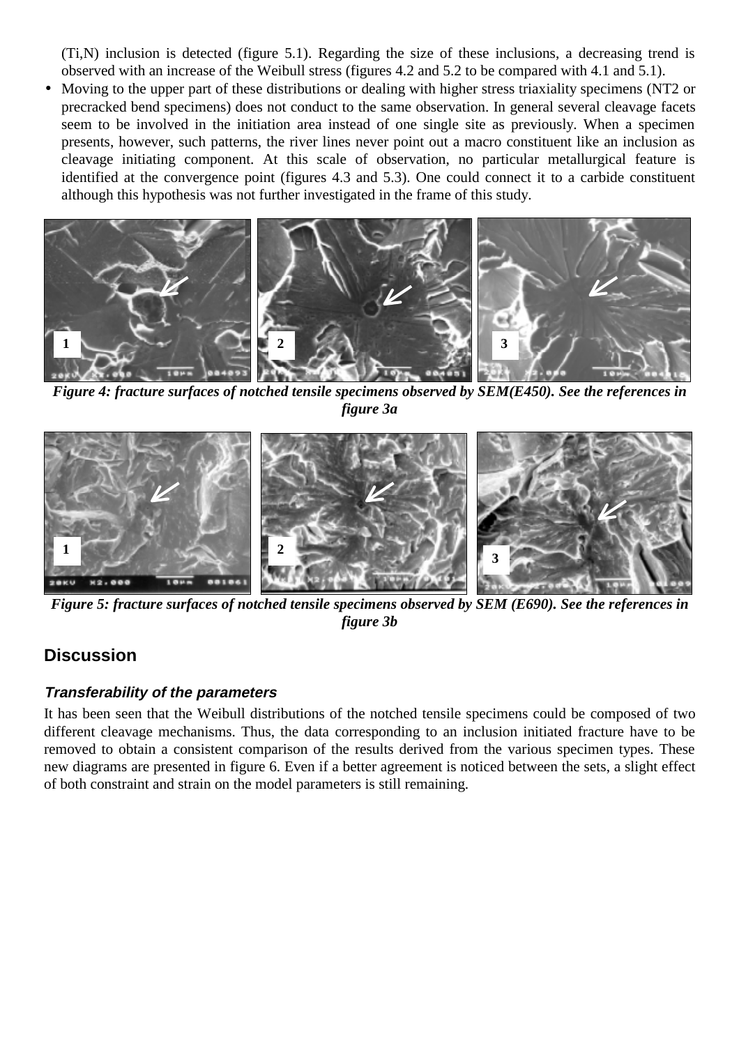(Ti,N) inclusion is detected (figure 5.1). Regarding the size of these inclusions, a decreasing trend is observed with an increase of the Weibull stress (figures 4.2 and 5.2 to be compared with 4.1 and 5.1).

- Moving to the upper part of these distributions or dealing with higher stress triaxiality specimens (NT2 or precracked bend specimens) does not conduct to the same observation. In general several cleavage facets seem to be involved in the initiation area instead of one single site as previously. When a specimen presents, however, such patterns, the river lines never point out a macro constituent like an inclusion as cleavage initiating component. At this scale of observation, no particular metallurgical feature is identified at the convergence point (figures 4.3 and 5.3). One could connect it to a carbide constituent although this hypothesis was not further investigated in the frame of this study.

***Figure 4: fracture surfaces of notched tensile specimens observed by SEM(E450). See the references in figure 3a***

***Figure 5: fracture surfaces of notched tensile specimens observed by SEM (E690). See the references in figure 3b***

## Discussion

### *Transferability of the parameters*

It has been seen that the Weibull distributions of the notched tensile specimens could be composed of two different cleavage mechanisms. Thus, the data corresponding to an inclusion initiated fracture have to be removed to obtain a consistent comparison of the results derived from the various specimen types. These new diagrams are presented in figure 6. Even if a better agreement is noticed between the sets, a slight effect of both constraint and strain on the model parameters is still remaining.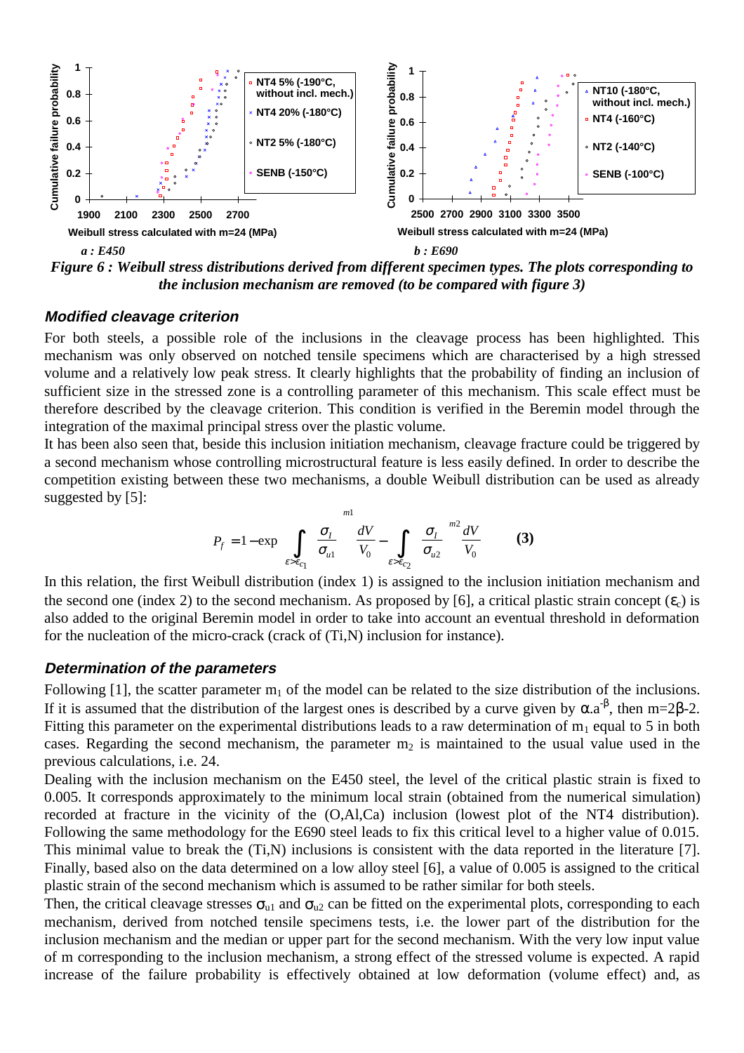a : E450

b : E690

*Figure 6 : Weibull stress distributions derived from different specimen types. The plots corresponding to the inclusion mechanism are removed (to be compared with figure 3)*

### Modified cleavage criterion

For both steels, a possible role of the inclusions in the cleavage process has been highlighted. This mechanism was only observed on notched tensile specimens which are characterised by a high stressed volume and a relatively low peak stress. It clearly highlights that the probability of finding an inclusion of sufficient size in the stressed zone is a controlling parameter of this mechanism. This scale effect must be therefore described by the cleavage criterion. This condition is verified in the Beremin model through the integration of the maximal principal stress over the plastic volume.

It has been also seen that, beside this inclusion initiation mechanism, cleavage fracture could be triggered by a second mechanism whose controlling microstructural feature is less easily defined. In order to describe the competition existing between these two mechanisms, a double Weibull distribution can be used as already suggested by [5]:

$$P_f = 1 - \exp\left[ - \int_{\varepsilon > \varepsilon_{c1}} \left( \frac{\sigma_I}{\sigma_{u1}} \right)^{m1} \frac{dV}{V_0} - \int_{\varepsilon > \varepsilon_{c2}} \left( \frac{\sigma_I}{\sigma_{u2}} \right)^{m2} \frac{dV}{V_0} \right] \qquad (3)$$

In this relation, the first Weibull distribution (index 1) is assigned to the inclusion initiation mechanism and the second one (index 2) to the second mechanism. As proposed by [6], a critical plastic strain concept ($\varepsilon_c$) is also added to the original Beremin model in order to take into account an eventual threshold in deformation for the nucleation of the micro-crack (crack of (Ti,N) inclusion for instance).

### Determination of the parameters

Following [1], the scatter parameter $m_1$ of the model can be related to the size distribution of the inclusions. If it is assumed that the distribution of the largest ones is described by a curve given by $\alpha.a^{-\beta}$, then $m=2\beta-2$. Fitting this parameter on the experimental distributions leads to a raw determination of $m_1$ equal to 5 in both cases. Regarding the second mechanism, the parameter $m_2$ is maintained to the usual value used in the previous calculations, i.e. 24.

Dealing with the inclusion mechanism on the E450 steel, the level of the critical plastic strain is fixed to 0.005. It corresponds approximately to the minimum local strain (obtained from the numerical simulation) recorded at fracture in the vicinity of the (O,Al,Ca) inclusion (lowest plot of the NT4 distribution). Following the same methodology for the E690 steel leads to fix this critical level to a higher value of 0.015. This minimal value to break the (Ti,N) inclusions is consistent with the data reported in the literature [7]. Finally, based also on the data determined on a low alloy steel [6], a value of 0.005 is assigned to the critical plastic strain of the second mechanism which is assumed to be rather similar for both steels.

Then, the critical cleavage stresses $\sigma_{u1}$ and $\sigma_{u2}$ can be fitted on the experimental plots, corresponding to each mechanism, derived from notched tensile specimens tests, i.e. the lower part of the distribution for the inclusion mechanism and the median or upper part for the second mechanism. With the very low input value of m corresponding to the inclusion mechanism, a strong effect of the stressed volume is expected. A rapid increase of the failure probability is effectively obtained at low deformation (volume effect) and, as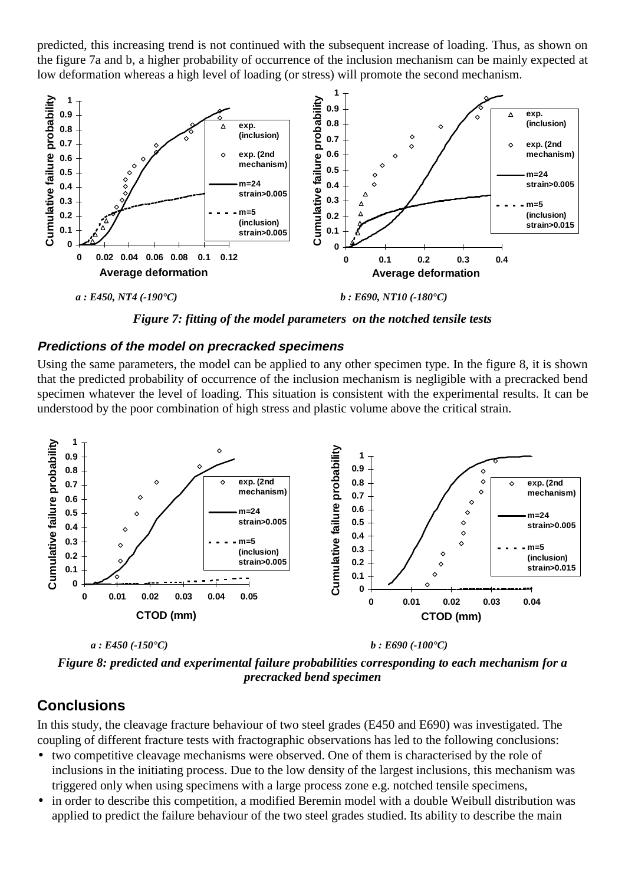predicted, this increasing trend is not continued with the subsequent increase of loading. Thus, as shown on the figure 7a and b, a higher probability of occurrence of the inclusion mechanism can be mainly expected at low deformation whereas a high level of loading (or stress) will promote the second mechanism.

*a : E450, NT4 (-190°C)*　　　　*b : E690, NT10 (-180°C)*

***Figure 7: fitting of the model parameters on the notched tensile tests***

### *Predictions of the model on precracked specimens*

Using the same parameters, the model can be applied to any other specimen type. In the figure 8, it is shown that the predicted probability of occurrence of the inclusion mechanism is negligible with a precracked bend specimen whatever the level of loading. This situation is consistent with the experimental results. It can be understood by the poor combination of high stress and plastic volume above the critical strain.

*a : E450 (-150°C)*　　　　*b : E690 (-100°C)*

***Figure 8: predicted and experimental failure probabilities corresponding to each mechanism for a precracked bend specimen***

## Conclusions

In this study, the cleavage fracture behaviour of two steel grades (E450 and E690) was investigated. The coupling of different fracture tests with fractographic observations has led to the following conclusions:

- two competitive cleavage mechanisms were observed. One of them is characterised by the role of inclusions in the initiating process. Due to the low density of the largest inclusions, this mechanism was triggered only when using specimens with a large process zone e.g. notched tensile specimens,
- in order to describe this competition, a modified Beremin model with a double Weibull distribution was applied to predict the failure behaviour of the two steel grades studied. Its ability to describe the main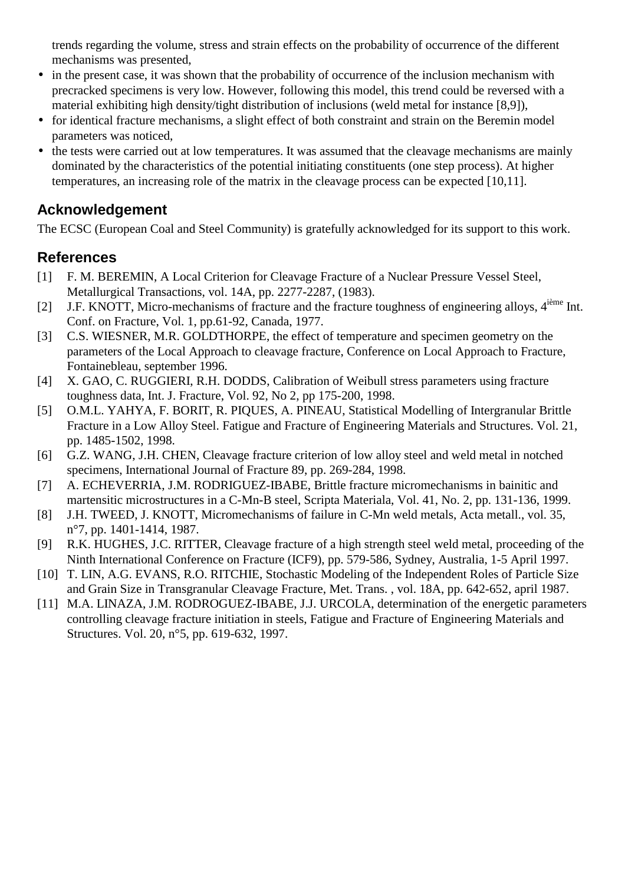trends regarding the volume, stress and strain effects on the probability of occurrence of the different mechanisms was presented,

- in the present case, it was shown that the probability of occurrence of the inclusion mechanism with precracked specimens is very low. However, following this model, this trend could be reversed with a material exhibiting high density/tight distribution of inclusions (weld metal for instance [8,9]),
- for identical fracture mechanisms, a slight effect of both constraint and strain on the Beremin model parameters was noticed,
- the tests were carried out at low temperatures. It was assumed that the cleavage mechanisms are mainly dominated by the characteristics of the potential initiating constituents (one step process). At higher temperatures, an increasing role of the matrix in the cleavage process can be expected [10,11].

## Acknowledgement

The ECSC (European Coal and Steel Community) is gratefully acknowledged for its support to this work.

## References

[1] F. M. BEREMIN, A Local Criterion for Cleavage Fracture of a Nuclear Pressure Vessel Steel, Metallurgical Transactions, vol. 14A, pp. 2277-2287, (1983).

[2] J.F. KNOTT, Micro-mechanisms of fracture and the fracture toughness of engineering alloys, 4ième Int. Conf. on Fracture, Vol. 1, pp.61-92, Canada, 1977.

[3] C.S. WIESNER, M.R. GOLDTHORPE, the effect of temperature and specimen geometry on the parameters of the Local Approach to cleavage fracture, Conference on Local Approach to Fracture, Fontainebleau, september 1996.

[4] X. GAO, C. RUGGIERI, R.H. DODDS, Calibration of Weibull stress parameters using fracture toughness data, Int. J. Fracture, Vol. 92, No 2, pp 175-200, 1998.

[5] O.M.L. YAHYA, F. BORIT, R. PIQUES, A. PINEAU, Statistical Modelling of Intergranular Brittle Fracture in a Low Alloy Steel. Fatigue and Fracture of Engineering Materials and Structures. Vol. 21, pp. 1485-1502, 1998.

[6] G.Z. WANG, J.H. CHEN, Cleavage fracture criterion of low alloy steel and weld metal in notched specimens, International Journal of Fracture 89, pp. 269-284, 1998.

[7] A. ECHEVERRIA, J.M. RODRIGUEZ-IBABE, Brittle fracture micromechanisms in bainitic and martensitic microstructures in a C-Mn-B steel, Scripta Materiala, Vol. 41, No. 2, pp. 131-136, 1999.

[8] J.H. TWEED, J. KNOTT, Micromechanisms of failure in C-Mn weld metals, Acta metall., vol. 35, n°7, pp. 1401-1414, 1987.

[9] R.K. HUGHES, J.C. RITTER, Cleavage fracture of a high strength steel weld metal, proceeding of the Ninth International Conference on Fracture (ICF9), pp. 579-586, Sydney, Australia, 1-5 April 1997.

[10] T. LIN, A.G. EVANS, R.O. RITCHIE, Stochastic Modeling of the Independent Roles of Particle Size and Grain Size in Transgranular Cleavage Fracture, Met. Trans. , vol. 18A, pp. 642-652, april 1987.

[11] M.A. LINAZA, J.M. RODROGUEZ-IBABE, J.J. URCOLA, determination of the energetic parameters controlling cleavage fracture initiation in steels, Fatigue and Fracture of Engineering Materials and Structures. Vol. 20, n°5, pp. 619-632, 1997.